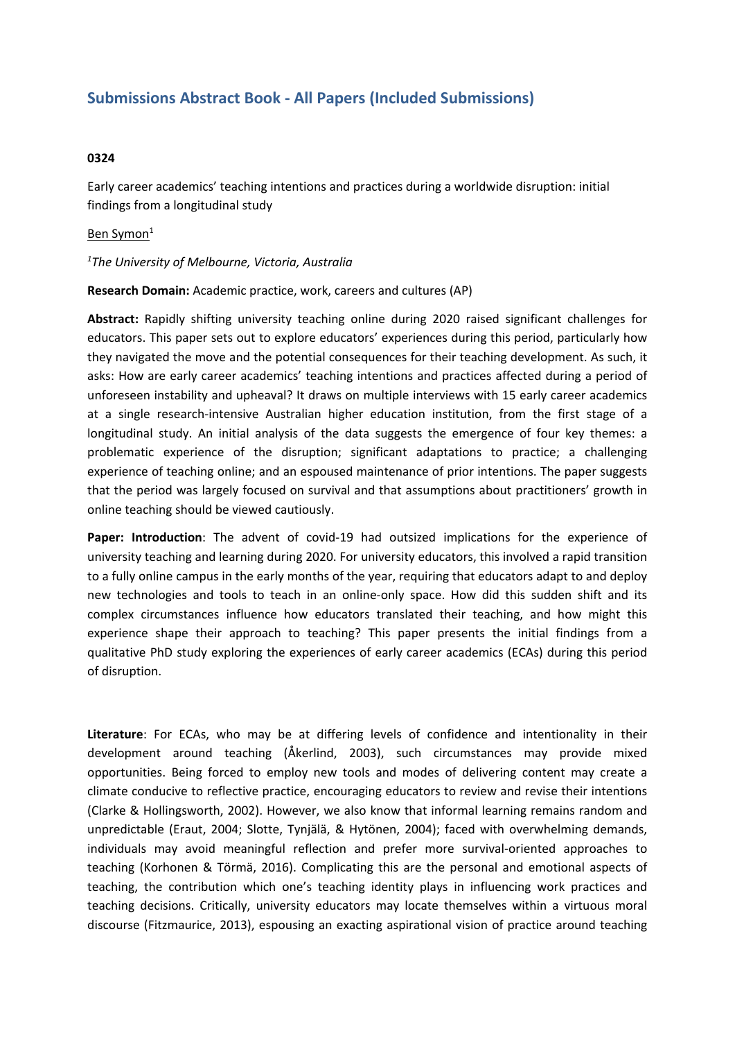## Submissions Abstract Book - All Papers (Included Submissions)

**0324**

Early career academics' teaching intentions and practices during a worldwide disruption: initial findings from a longitudinal study

Ben Symon[1]

*[1]The University of Melbourne, Victoria, Australia*

**Research Domain:** Academic practice, work, careers and cultures (AP)

**Abstract:** Rapidly shifting university teaching online during 2020 raised significant challenges for educators. This paper sets out to explore educators' experiences during this period, particularly how they navigated the move and the potential consequences for their teaching development. As such, it asks: How are early career academics' teaching intentions and practices affected during a period of unforeseen instability and upheaval? It draws on multiple interviews with 15 early career academics at a single research-intensive Australian higher education institution, from the first stage of a longitudinal study. An initial analysis of the data suggests the emergence of four key themes: a problematic experience of the disruption; significant adaptations to practice; a challenging experience of teaching online; and an espoused maintenance of prior intentions. The paper suggests that the period was largely focused on survival and that assumptions about practitioners' growth in online teaching should be viewed cautiously.

**Paper: Introduction**: The advent of covid-19 had outsized implications for the experience of university teaching and learning during 2020. For university educators, this involved a rapid transition to a fully online campus in the early months of the year, requiring that educators adapt to and deploy new technologies and tools to teach in an online-only space. How did this sudden shift and its complex circumstances influence how educators translated their teaching, and how might this experience shape their approach to teaching? This paper presents the initial findings from a qualitative PhD study exploring the experiences of early career academics (ECAs) during this period of disruption.

**Literature**: For ECAs, who may be at differing levels of confidence and intentionality in their development around teaching (Åkerlind, 2003), such circumstances may provide mixed opportunities. Being forced to employ new tools and modes of delivering content may create a climate conducive to reflective practice, encouraging educators to review and revise their intentions (Clarke & Hollingsworth, 2002). However, we also know that informal learning remains random and unpredictable (Eraut, 2004; Slotte, Tynjälä, & Hytönen, 2004); faced with overwhelming demands, individuals may avoid meaningful reflection and prefer more survival-oriented approaches to teaching (Korhonen & Törmä, 2016). Complicating this are the personal and emotional aspects of teaching, the contribution which one's teaching identity plays in influencing work practices and teaching decisions. Critically, university educators may locate themselves within a virtuous moral discourse (Fitzmaurice, 2013), espousing an exacting aspirational vision of practice around teaching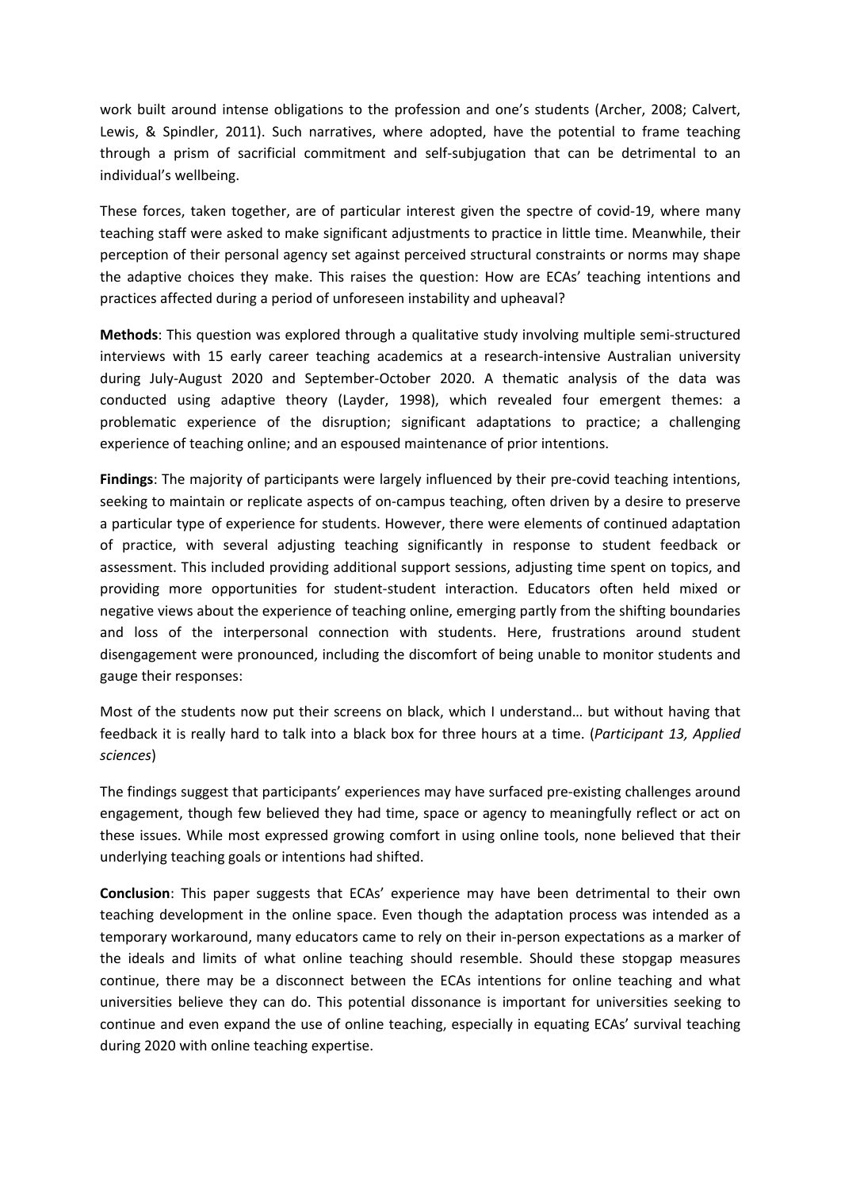work built around intense obligations to the profession and one's students (Archer, 2008; Calvert, Lewis, & Spindler, 2011). Such narratives, where adopted, have the potential to frame teaching through a prism of sacrificial commitment and self-subjugation that can be detrimental to an individual's wellbeing.

These forces, taken together, are of particular interest given the spectre of covid-19, where many teaching staff were asked to make significant adjustments to practice in little time. Meanwhile, their perception of their personal agency set against perceived structural constraints or norms may shape the adaptive choices they make. This raises the question: How are ECAs' teaching intentions and practices affected during a period of unforeseen instability and upheaval?

**Methods**: This question was explored through a qualitative study involving multiple semi-structured interviews with 15 early career teaching academics at a research-intensive Australian university during July-August 2020 and September-October 2020. A thematic analysis of the data was conducted using adaptive theory (Layder, 1998), which revealed four emergent themes: a problematic experience of the disruption; significant adaptations to practice; a challenging experience of teaching online; and an espoused maintenance of prior intentions.

**Findings**: The majority of participants were largely influenced by their pre-covid teaching intentions, seeking to maintain or replicate aspects of on-campus teaching, often driven by a desire to preserve a particular type of experience for students. However, there were elements of continued adaptation of practice, with several adjusting teaching significantly in response to student feedback or assessment. This included providing additional support sessions, adjusting time spent on topics, and providing more opportunities for student-student interaction. Educators often held mixed or negative views about the experience of teaching online, emerging partly from the shifting boundaries and loss of the interpersonal connection with students. Here, frustrations around student disengagement were pronounced, including the discomfort of being unable to monitor students and gauge their responses:

Most of the students now put their screens on black, which I understand… but without having that feedback it is really hard to talk into a black box for three hours at a time. (*Participant 13, Applied sciences*)

The findings suggest that participants' experiences may have surfaced pre-existing challenges around engagement, though few believed they had time, space or agency to meaningfully reflect or act on these issues. While most expressed growing comfort in using online tools, none believed that their underlying teaching goals or intentions had shifted.

**Conclusion**: This paper suggests that ECAs' experience may have been detrimental to their own teaching development in the online space. Even though the adaptation process was intended as a temporary workaround, many educators came to rely on their in-person expectations as a marker of the ideals and limits of what online teaching should resemble. Should these stopgap measures continue, there may be a disconnect between the ECAs intentions for online teaching and what universities believe they can do. This potential dissonance is important for universities seeking to continue and even expand the use of online teaching, especially in equating ECAs' survival teaching during 2020 with online teaching expertise.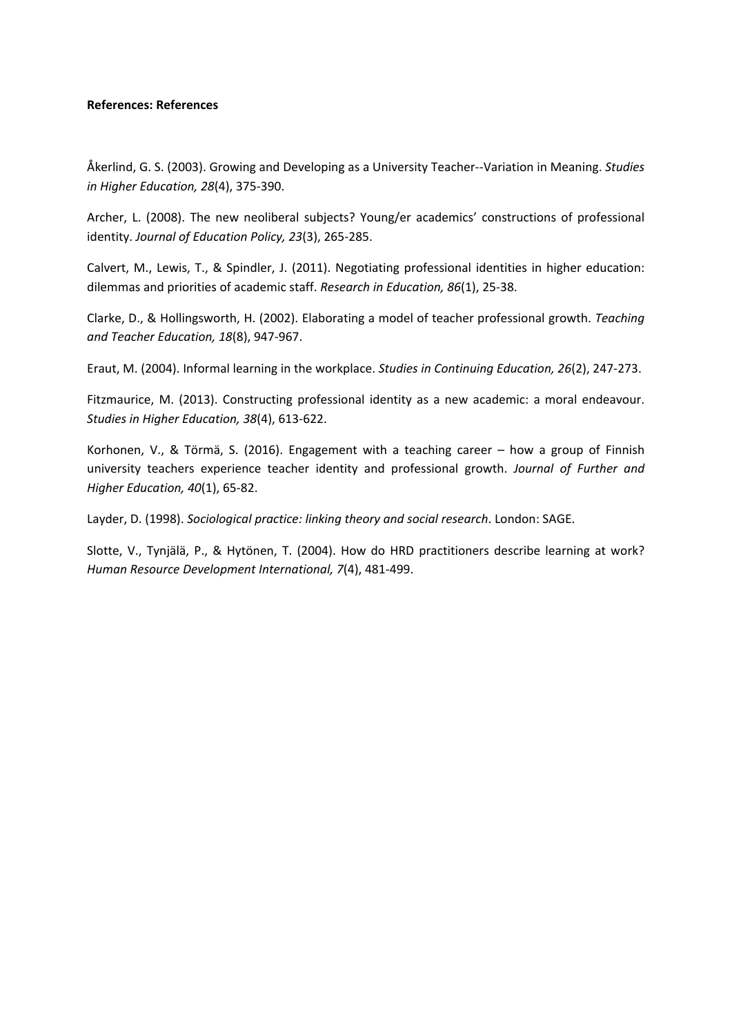**References: References**

Åkerlind, G. S. (2003). Growing and Developing as a University Teacher--Variation in Meaning. *Studies in Higher Education, 28*(4), 375-390.

Archer, L. (2008). The new neoliberal subjects? Young/er academics' constructions of professional identity. *Journal of Education Policy, 23*(3), 265-285.

Calvert, M., Lewis, T., & Spindler, J. (2011). Negotiating professional identities in higher education: dilemmas and priorities of academic staff. *Research in Education, 86*(1), 25-38.

Clarke, D., & Hollingsworth, H. (2002). Elaborating a model of teacher professional growth. *Teaching and Teacher Education, 18*(8), 947-967.

Eraut, M. (2004). Informal learning in the workplace. *Studies in Continuing Education, 26*(2), 247-273.

Fitzmaurice, M. (2013). Constructing professional identity as a new academic: a moral endeavour. *Studies in Higher Education, 38*(4), 613-622.

Korhonen, V., & Törmä, S. (2016). Engagement with a teaching career – how a group of Finnish university teachers experience teacher identity and professional growth. *Journal of Further and Higher Education, 40*(1), 65-82.

Layder, D. (1998). *Sociological practice: linking theory and social research*. London: SAGE.

Slotte, V., Tynjälä, P., & Hytönen, T. (2004). How do HRD practitioners describe learning at work? *Human Resource Development International, 7*(4), 481-499.